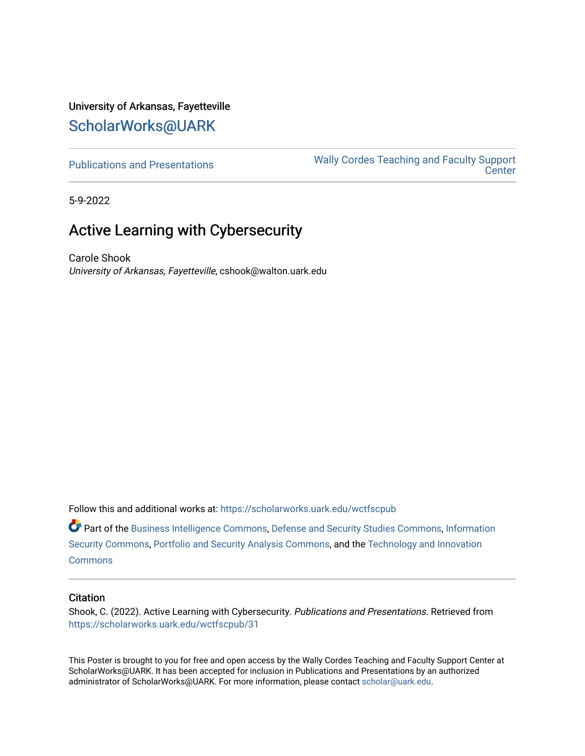University of Arkansas, Fayetteville

# ScholarWorks@UARK

Publications and Presentations

Wally Cordes Teaching and Faculty Support Center

5-9-2022

## Active Learning with Cybersecurity

Carole Shook
*University of Arkansas, Fayetteville*, cshook@walton.uark.edu

Follow this and additional works at: https://scholarworks.uark.edu/wctfscpub

Part of the Business Intelligence Commons, Defense and Security Studies Commons, Information Security Commons, Portfolio and Security Analysis Commons, and the Technology and Innovation Commons

### Citation

Shook, C. (2022). Active Learning with Cybersecurity. *Publications and Presentations*. Retrieved from https://scholarworks.uark.edu/wctfscpub/31

This Poster is brought to you for free and open access by the Wally Cordes Teaching and Faculty Support Center at ScholarWorks@UARK. It has been accepted for inclusion in Publications and Presentations by an authorized administrator of ScholarWorks@UARK. For more information, please contact scholar@uark.edu.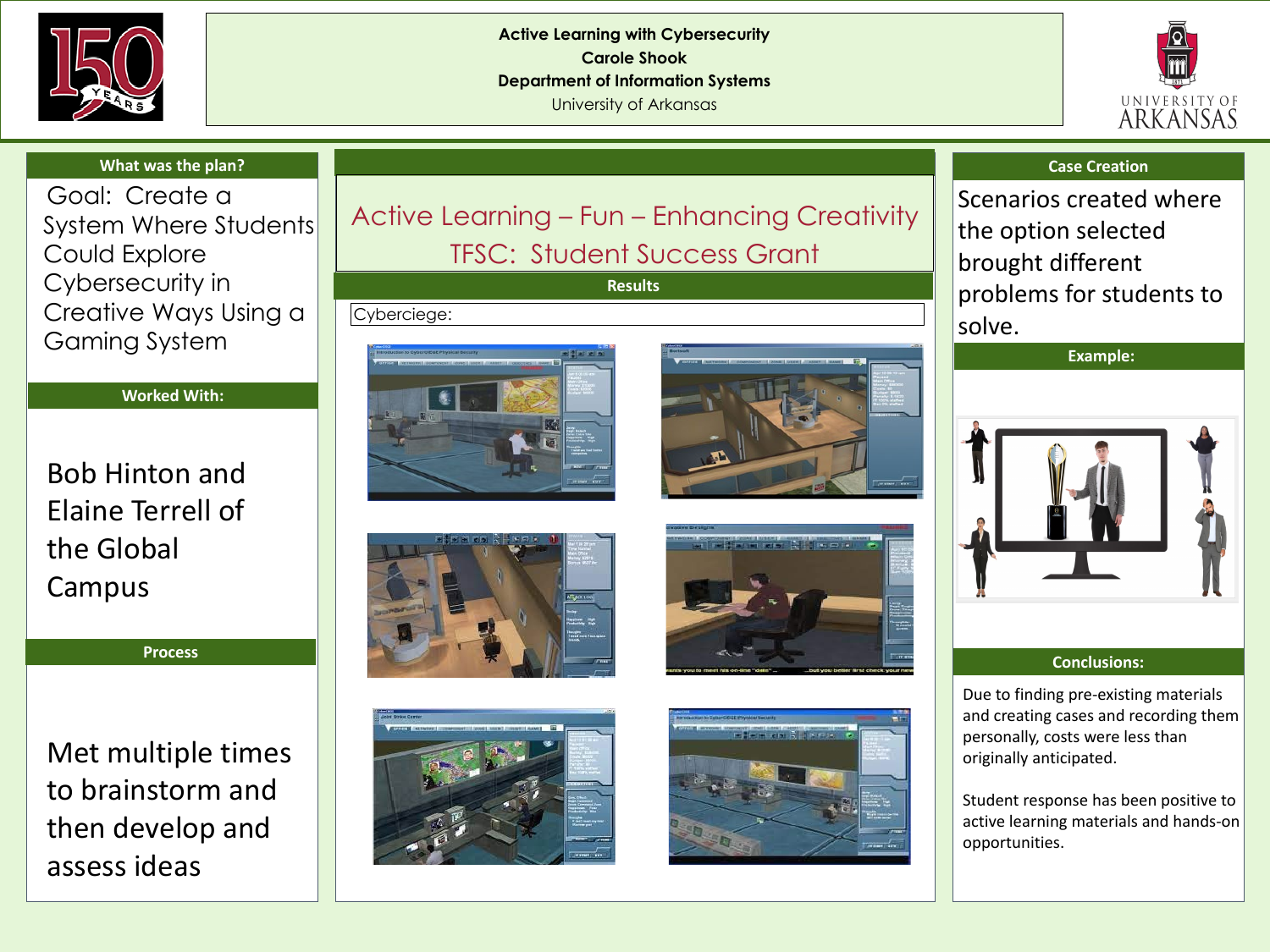# Active Learning with Cybersecurity

**Carole Shook**

**Department of Information Systems**

University of Arkansas

## What was the plan?

Goal: Create a System Where Students Could Explore Cybersecurity in Creative Ways Using a Gaming System

## Worked With:

Bob Hinton and Elaine Terrell of the Global Campus

## Process

Met multiple times to brainstorm and then develop and assess ideas

## Active Learning – Fun – Enhancing Creativity

## TFSC: Student Success Grant

## Results

Cyberciege:

## Case Creation

Scenarios created where the option selected brought different problems for students to solve.

## Example:

## Conclusions:

Due to finding pre-existing materials and creating cases and recording them personally, costs were less than originally anticipated.

Student response has been positive to active learning materials and hands-on opportunities.